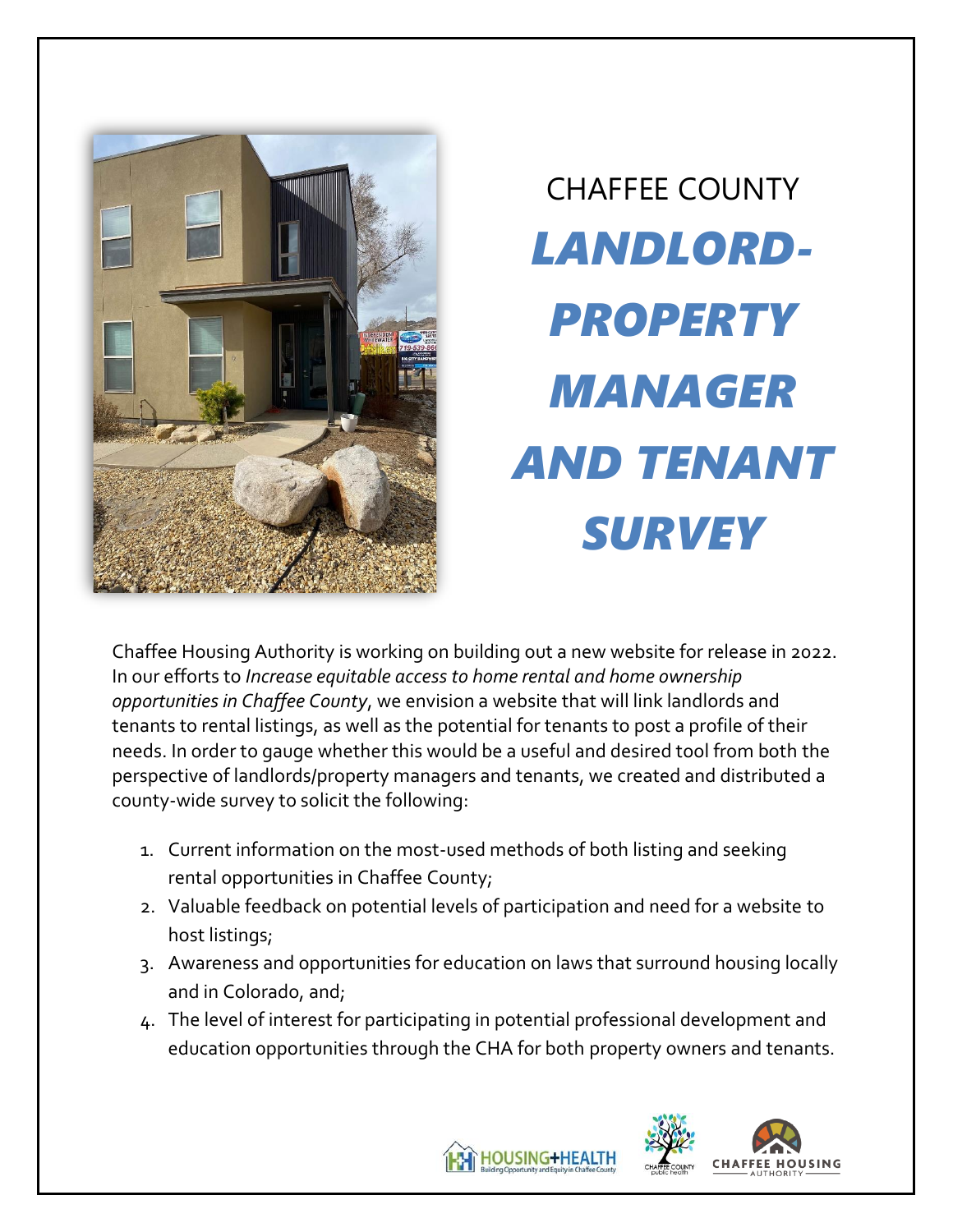CHAFFEE COUNTY

# *LANDLORD-PROPERTY MANAGER AND TENANT SURVEY*

Chaffee Housing Authority is working on building out a new website for release in 2022. In our efforts to *Increase equitable access to home rental and home ownership opportunities in Chaffee County*, we envision a website that will link landlords and tenants to rental listings, as well as the potential for tenants to post a profile of their needs. In order to gauge whether this would be a useful and desired tool from both the perspective of landlords/property managers and tenants, we created and distributed a county-wide survey to solicit the following:

1. Current information on the most-used methods of both listing and seeking rental opportunities in Chaffee County;
2. Valuable feedback on potential levels of participation and need for a website to host listings;
3. Awareness and opportunities for education on laws that surround housing locally and in Colorado, and;
4. The level of interest for participating in potential professional development and education opportunities through the CHA for both property owners and tenants.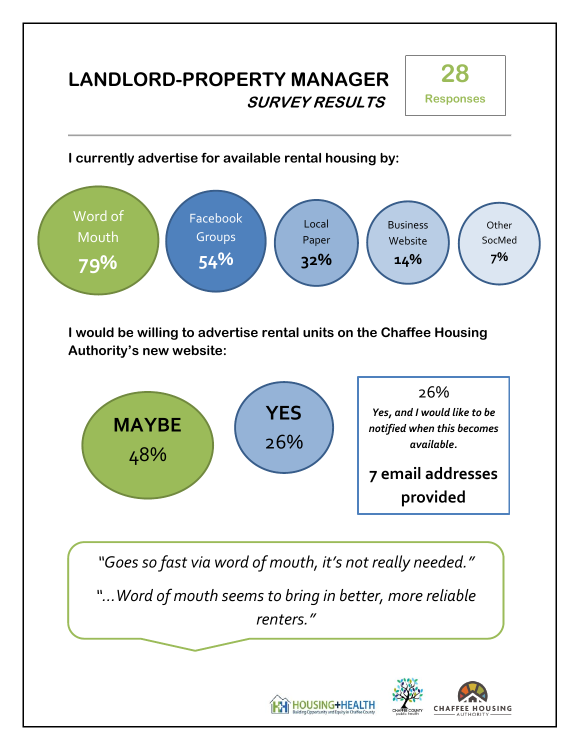# LANDLORD-PROPERTY MANAGER

## *SURVEY RESULTS*

**28**
**Responses**

---

**I currently advertise for available rental housing by:**

- Word of Mouth **79%**
- Facebook Groups **54%**
- Local Paper **32%**
- Business Website **14%**
- Other SocMed **7%**

**I would be willing to advertise rental units on the Chaffee Housing Authority's new website:**

- **MAYBE** 48%
- **YES** 26%
- 26% ***Yes, and I would like to be notified when this becomes available.***

**7 email addresses provided**

*"Goes so fast via word of mouth, it's not really needed."*

*"...Word of mouth seems to bring in better, more reliable renters."*

HOUSING+HEALTH — Building Opportunity and Equity in Chaffee County

CHAFFEE COUNTY public health

CHAFFEE HOUSING AUTHORITY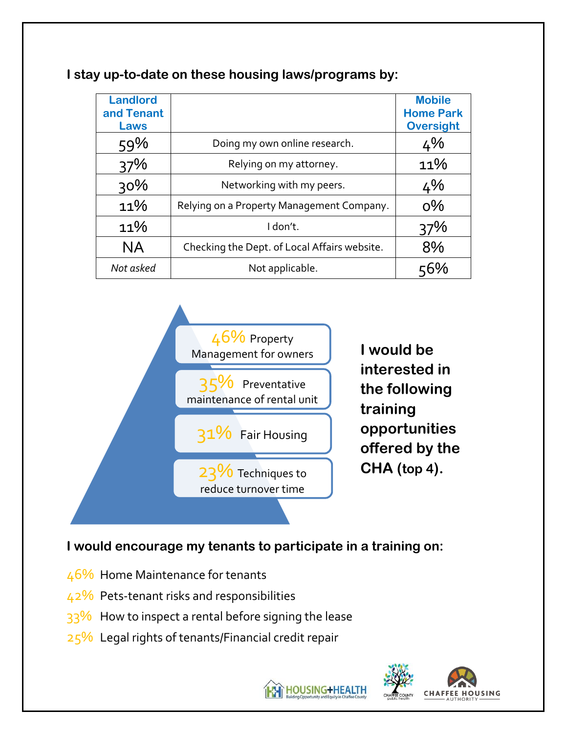## I stay up-to-date on these housing laws/programs by:

| Landlord and Tenant Laws | | Mobile Home Park Oversight |
|---|---|---|
| 59% | Doing my own online research. | 4% |
| 37% | Relying on my attorney. | 11% |
| 30% | Networking with my peers. | 4% |
| 11% | Relying on a Property Management Company. | 0% |
| 11% | I don't. | 37% |
| NA | Checking the Dept. of Local Affairs website. | 8% |
| *Not asked* | Not applicable. | 56% |

**I would be interested in the following training opportunities offered by the CHA (top 4).**

- 46% Property Management for owners
- 35% Preventative maintenance of rental unit
- 31% Fair Housing
- 23% Techniques to reduce turnover time

## I would encourage my tenants to participate in a training on:

- 46% Home Maintenance for tenants
- 42% Pets-tenant risks and responsibilities
- 33% How to inspect a rental before signing the lease
- 25% Legal rights of tenants/Financial credit repair

HOUSING+HEALTH Building Opportunity and Equity in Chaffee County

CHAFFEE COUNTY public health

CHAFFEE HOUSING AUTHORITY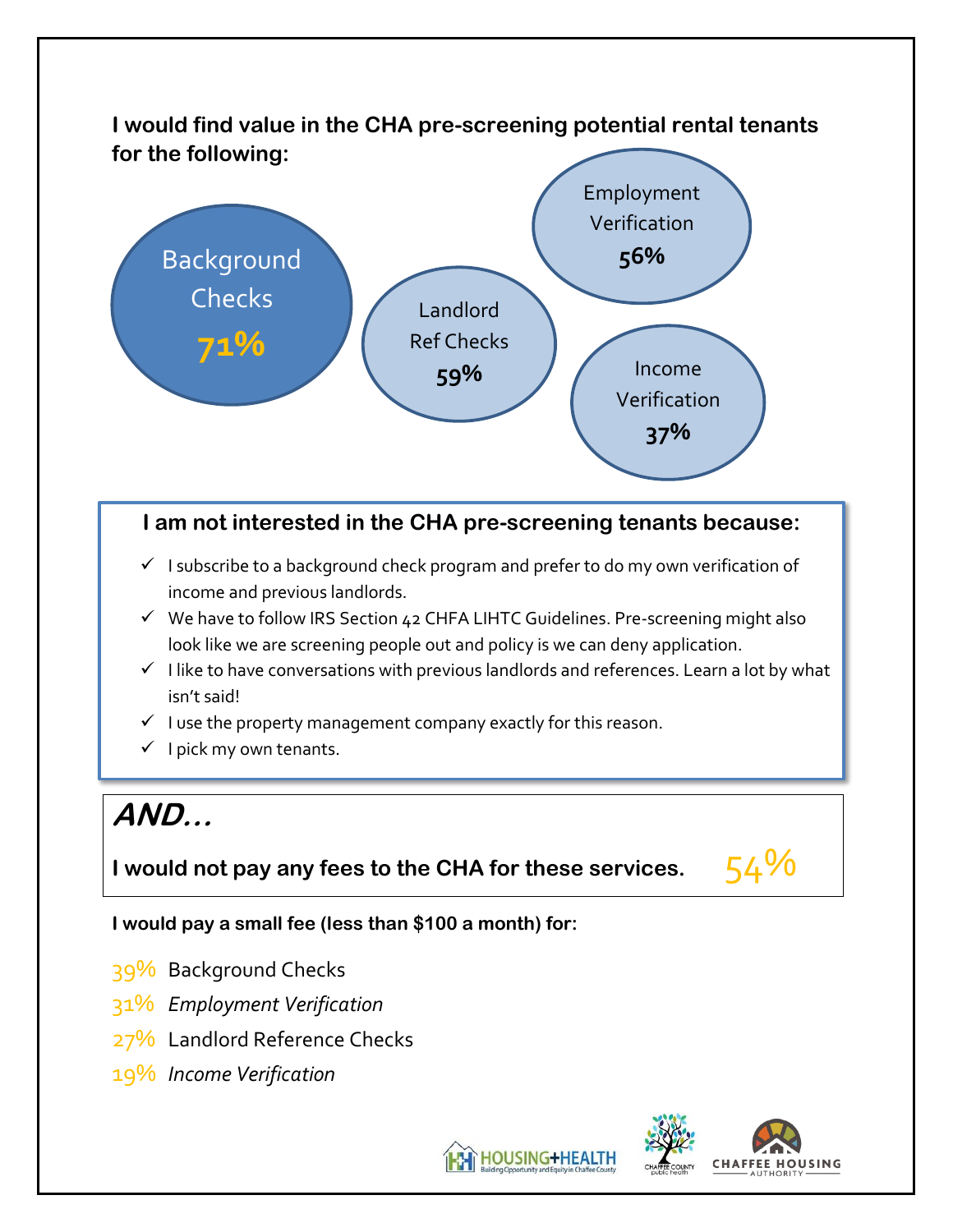**I would find value in the CHA pre-screening potential rental tenants for the following:**

- Background Checks **71%**
- Landlord Ref Checks **59%**
- Employment Verification **56%**
- Income Verification **37%**

**I am not interested in the CHA pre-screening tenants because:**

- ✓ I subscribe to a background check program and prefer to do my own verification of income and previous landlords.
- ✓ We have to follow IRS Section 42 CHFA LIHTC Guidelines. Pre-screening might also look like we are screening people out and policy is we can deny application.
- ✓ I like to have conversations with previous landlords and references. Learn a lot by what isn't said!
- ✓ I use the property management company exactly for this reason.
- ✓ I pick my own tenants.

***AND…***

**I would not pay any fees to the CHA for these services.** 54%

**I would pay a small fee (less than $100 a month) for:**

39% Background Checks

31% *Employment Verification*

27% Landlord Reference Checks

19% *Income Verification*

HOUSING+HEALTH Building Opportunity and Equity in Chaffee County

CHAFFEE COUNTY public health

CHAFFEE HOUSING AUTHORITY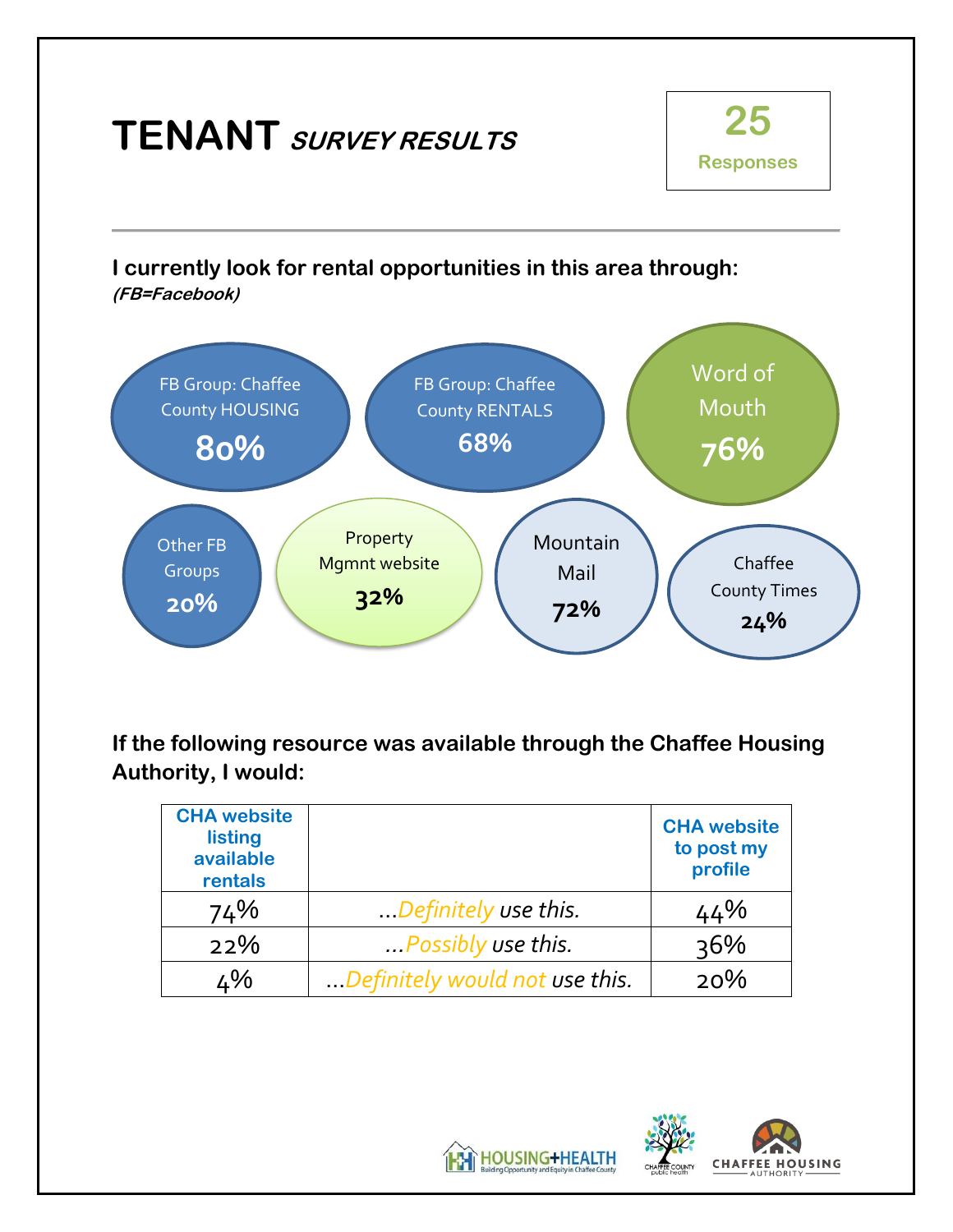# TENANT *SURVEY RESULTS*

**25**
**Responses**

---

**I currently look for rental opportunities in this area through:**
***(FB=Facebook)***

- FB Group: Chaffee County HOUSING **80%**
- FB Group: Chaffee County RENTALS **68%**
- Word of Mouth **76%**
- Other FB Groups **20%**
- Property Mgmnt website **32%**
- Mountain Mail **72%**
- Chaffee County Times **24%**

**If the following resource was available through the Chaffee Housing Authority, I would:**

| CHA website listing available rentals | | CHA website to post my profile |
|---|---|---|
| 74% | …*Definitely use this.* | 44% |
| 22% | …*Possibly use this.* | 36% |
| 4% | …*Definitely would not use this.* | 20% |

HOUSING+HEALTH Building Opportunity and Equity in Chaffee County | CHAFFEE COUNTY public health | CHAFFEE HOUSING AUTHORITY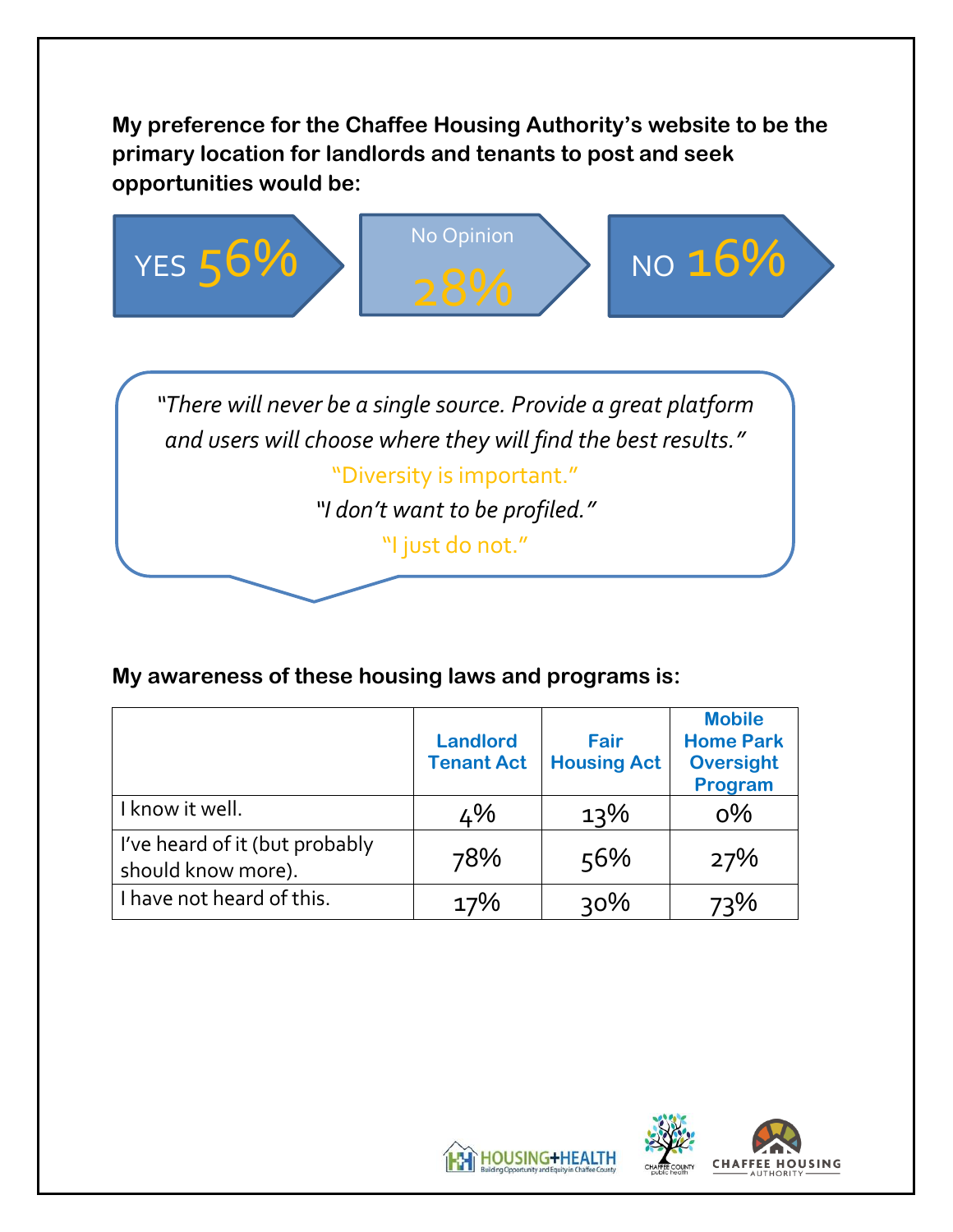**My preference for the Chaffee Housing Authority's website to be the primary location for landlords and tenants to post and seek opportunities would be:**

YES 56%

No Opinion 28%

NO 16%

*"There will never be a single source. Provide a great platform and users will choose where they will find the best results."*

"Diversity is important."

*"I don't want to be profiled."*

"I just do not."

**My awareness of these housing laws and programs is:**

| | Landlord Tenant Act | Fair Housing Act | Mobile Home Park Oversight Program |
|---|---|---|---|
| I know it well. | 4% | 13% | 0% |
| I've heard of it (but probably should know more). | 78% | 56% | 27% |
| I have not heard of this. | 17% | 30% | 73% |

HOUSING+HEALTH Building Opportunity and Equity in Chaffee County

CHAFFEE COUNTY public health

CHAFFEE HOUSING AUTHORITY